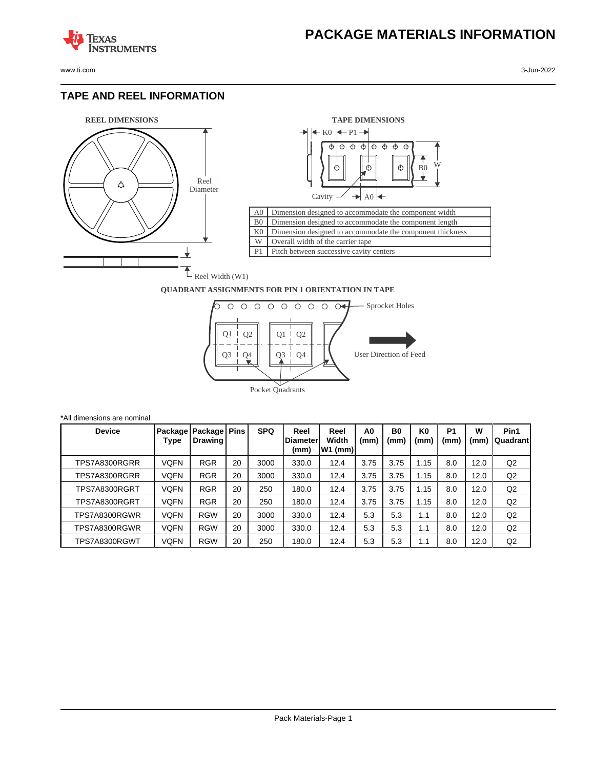# PACKAGE MATERIALS INFORMATION

## TAPE AND REEL INFORMATION

**REEL DIMENSIONS**

Reel Diameter

Reel Width (W1)

**TAPE DIMENSIONS**

K0 P1

B0 W

Cavity A0

| | |
|---|---|
| A0 | Dimension designed to accommodate the component width |
| B0 | Dimension designed to accommodate the component length |
| K0 | Dimension designed to accommodate the component thickness |
| W | Overall width of the carrier tape |
| P1 | Pitch between successive cavity centers |

**QUADRANT ASSIGNMENTS FOR PIN 1 ORIENTATION IN TAPE**

Sprocket Holes

Q1 Q2 Q3 Q4

User Direction of Feed

Pocket Quadrants

*All dimensions are nominal

| Device | Package Type | Package Drawing | Pins | SPQ | Reel Diameter (mm) | Reel Width W1 (mm) | A0 (mm) | B0 (mm) | K0 (mm) | P1 (mm) | W (mm) | Pin1 Quadrant |
|---|---|---|---|---|---|---|---|---|---|---|---|---|
| TPS7A8300RGRR | VQFN | RGR | 20 | 3000 | 330.0 | 12.4 | 3.75 | 3.75 | 1.15 | 8.0 | 12.0 | Q2 |
| TPS7A8300RGRR | VQFN | RGR | 20 | 3000 | 330.0 | 12.4 | 3.75 | 3.75 | 1.15 | 8.0 | 12.0 | Q2 |
| TPS7A8300RGRT | VQFN | RGR | 20 | 250 | 180.0 | 12.4 | 3.75 | 3.75 | 1.15 | 8.0 | 12.0 | Q2 |
| TPS7A8300RGRT | VQFN | RGR | 20 | 250 | 180.0 | 12.4 | 3.75 | 3.75 | 1.15 | 8.0 | 12.0 | Q2 |
| TPS7A8300RGWR | VQFN | RGW | 20 | 3000 | 330.0 | 12.4 | 5.3 | 5.3 | 1.1 | 8.0 | 12.0 | Q2 |
| TPS7A8300RGWR | VQFN | RGW | 20 | 3000 | 330.0 | 12.4 | 5.3 | 5.3 | 1.1 | 8.0 | 12.0 | Q2 |
| TPS7A8300RGWT | VQFN | RGW | 20 | 250 | 180.0 | 12.4 | 5.3 | 5.3 | 1.1 | 8.0 | 12.0 | Q2 |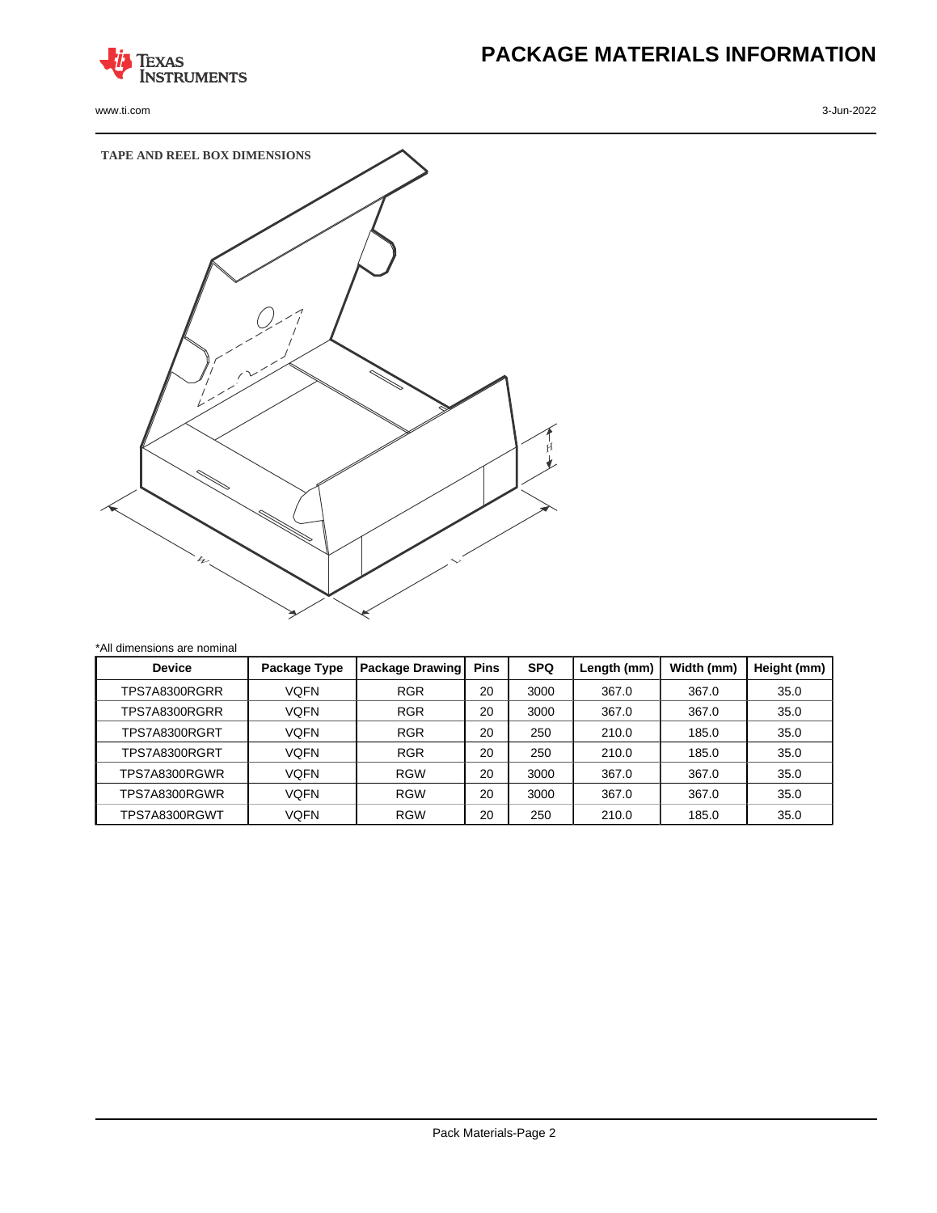# PACKAGE MATERIALS INFORMATION

## TAPE AND REEL BOX DIMENSIONS

W

L

H

*All dimensions are nominal

| Device | Package Type | Package Drawing | Pins | SPQ | Length (mm) | Width (mm) | Height (mm) |
|---|---|---|---|---|---|---|---|
| TPS7A8300RGRR | VQFN | RGR | 20 | 3000 | 367.0 | 367.0 | 35.0 |
| TPS7A8300RGRR | VQFN | RGR | 20 | 3000 | 367.0 | 367.0 | 35.0 |
| TPS7A8300RGRT | VQFN | RGR | 20 | 250 | 210.0 | 185.0 | 35.0 |
| TPS7A8300RGRT | VQFN | RGR | 20 | 250 | 210.0 | 185.0 | 35.0 |
| TPS7A8300RGWR | VQFN | RGW | 20 | 3000 | 367.0 | 367.0 | 35.0 |
| TPS7A8300RGWR | VQFN | RGW | 20 | 3000 | 367.0 | 367.0 | 35.0 |
| TPS7A8300RGWT | VQFN | RGW | 20 | 250 | 210.0 | 185.0 | 35.0 |